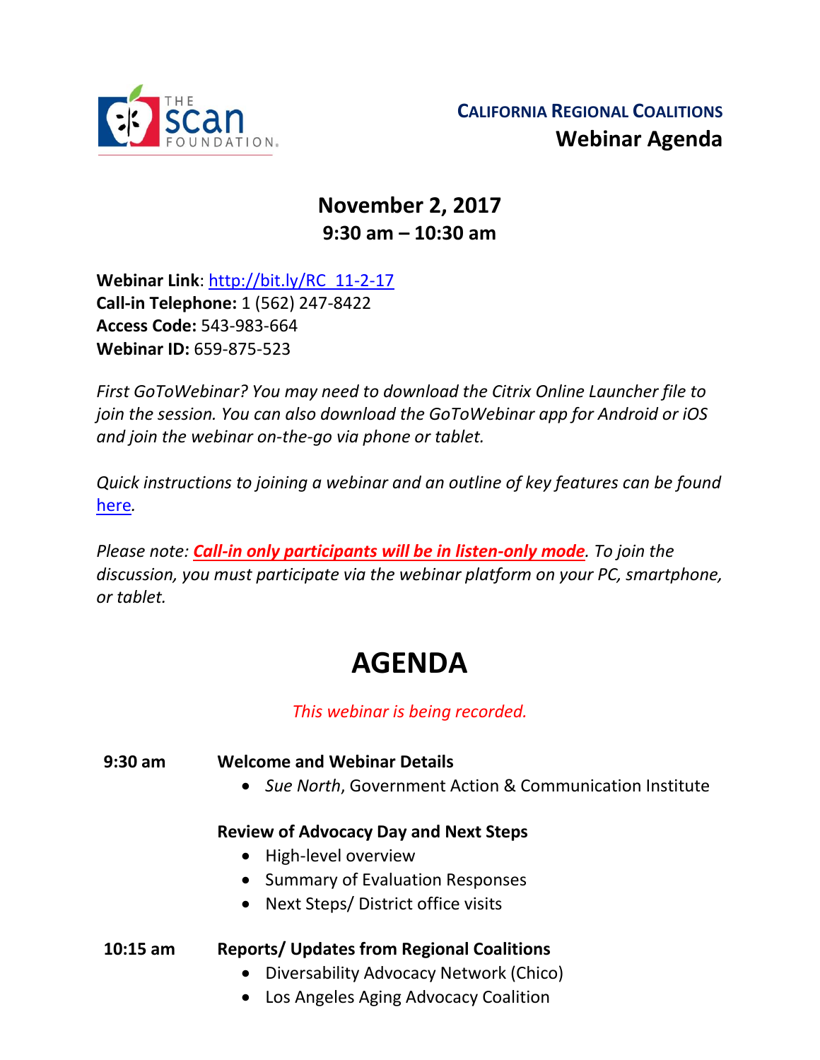THE SCAN FOUNDATION

**CALIFORNIA REGIONAL COALITIONS**
**Webinar Agenda**

## November 2, 2017
## 9:30 am – 10:30 am

**Webinar Link**: [http://bit.ly/RC_11-2-17](http://bit.ly/RC_11-2-17)
**Call-in Telephone:** 1 (562) 247-8422
**Access Code:** 543-983-664
**Webinar ID:** 659-875-523

*First GoToWebinar? You may need to download the Citrix Online Launcher file to join the session. You can also download the GoToWebinar app for Android or iOS and join the webinar on-the-go via phone or tablet.*

*Quick instructions to joining a webinar and an outline of key features can be found [here](#).*

*Please note: **Call-in only participants will be in listen-only mode**. To join the discussion, you must participate via the webinar platform on your PC, smartphone, or tablet.*

# AGENDA

*This webinar is being recorded.*

**9:30 am** **Welcome and Webinar Details**

- *Sue North*, Government Action & Communication Institute

**Review of Advocacy Day and Next Steps**

- High-level overview
- Summary of Evaluation Responses
- Next Steps/ District office visits

**10:15 am** **Reports/ Updates from Regional Coalitions**

- Diversability Advocacy Network (Chico)
- Los Angeles Aging Advocacy Coalition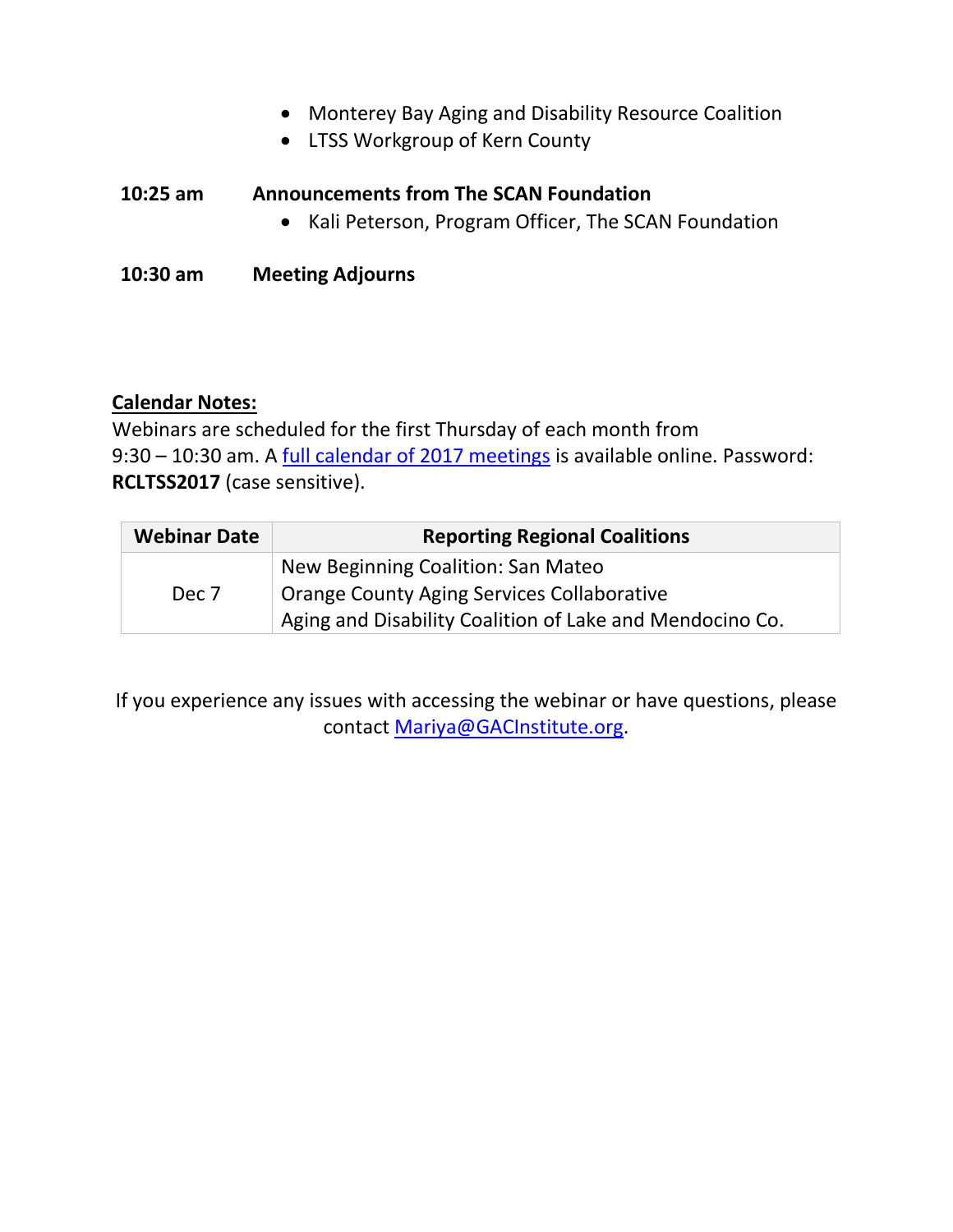- Monterey Bay Aging and Disability Resource Coalition
- LTSS Workgroup of Kern County

**10:25 am** **Announcements from The SCAN Foundation**

- Kali Peterson, Program Officer, The SCAN Foundation

**10:30 am** **Meeting Adjourns**

**Calendar Notes:**

Webinars are scheduled for the first Thursday of each month from 9:30 – 10:30 am. A full calendar of 2017 meetings is available online. Password: **RCLTSS2017** (case sensitive).

| Webinar Date | Reporting Regional Coalitions |
|---|---|
| Dec 7 | New Beginning Coalition: San Mateo<br>Orange County Aging Services Collaborative<br>Aging and Disability Coalition of Lake and Mendocino Co. |

If you experience any issues with accessing the webinar or have questions, please contact Mariya@GACInstitute.org.